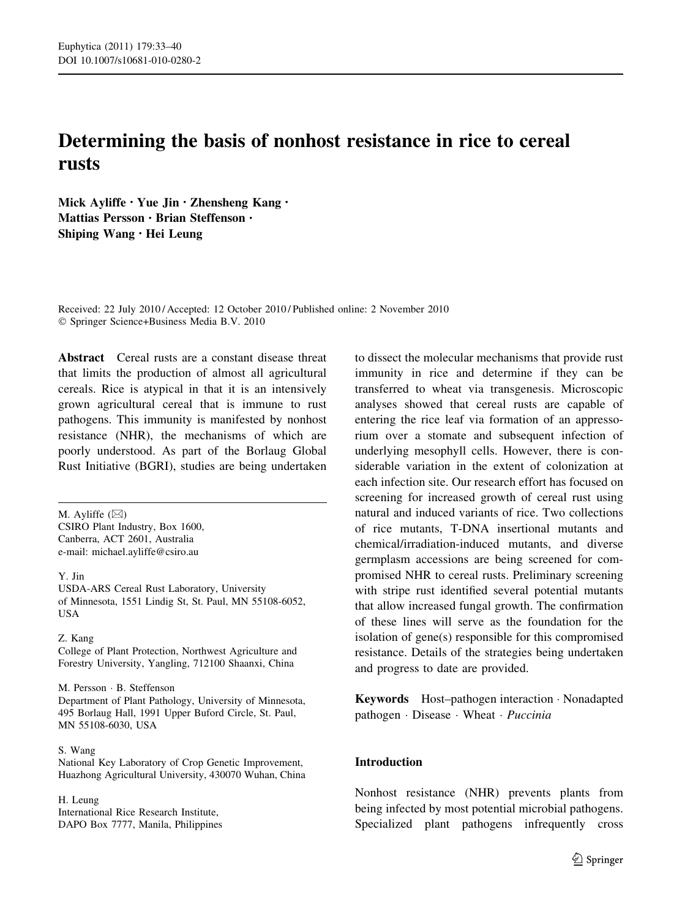# Determining the basis of nonhost resistance in rice to cereal rusts

**Mick Ayliffe · Yue Jin · Zhensheng Kang · Mattias Persson · Brian Steffenson · Shiping Wang · Hei Leung**

Received: 22 July 2010 / Accepted: 12 October 2010 / Published online: 2 November 2010
© Springer Science+Business Media B.V. 2010

**Abstract** Cereal rusts are a constant disease threat that limits the production of almost all agricultural cereals. Rice is atypical in that it is an intensively grown agricultural cereal that is immune to rust pathogens. This immunity is manifested by nonhost resistance (NHR), the mechanisms of which are poorly understood. As part of the Borlaug Global Rust Initiative (BGRI), studies are being undertaken to dissect the molecular mechanisms that provide rust immunity in rice and determine if they can be transferred to wheat via transgenesis. Microscopic analyses showed that cereal rusts are capable of entering the rice leaf via formation of an appressorium over a stomate and subsequent infection of underlying mesophyll cells. However, there is considerable variation in the extent of colonization at each infection site. Our research effort has focused on screening for increased growth of cereal rust using natural and induced variants of rice. Two collections of rice mutants, T-DNA insertional mutants and chemical/irradiation-induced mutants, and diverse germplasm accessions are being screened for compromised NHR to cereal rusts. Preliminary screening with stripe rust identified several potential mutants that allow increased fungal growth. The confirmation of these lines will serve as the foundation for the isolation of gene(s) responsible for this compromised resistance. Details of the strategies being undertaken and progress to date are provided.

**Keywords** Host–pathogen interaction · Nonadapted pathogen · Disease · Wheat · *Puccinia*

M. Ayliffe (✉)
CSIRO Plant Industry, Box 1600,
Canberra, ACT 2601, Australia
e-mail: michael.ayliffe@csiro.au

Y. Jin
USDA-ARS Cereal Rust Laboratory, University of Minnesota, 1551 Lindig St, St. Paul, MN 55108-6052, USA

Z. Kang
College of Plant Protection, Northwest Agriculture and Forestry University, Yangling, 712100 Shaanxi, China

M. Persson · B. Steffenson
Department of Plant Pathology, University of Minnesota, 495 Borlaug Hall, 1991 Upper Buford Circle, St. Paul, MN 55108-6030, USA

S. Wang
National Key Laboratory of Crop Genetic Improvement, Huazhong Agricultural University, 430070 Wuhan, China

H. Leung
International Rice Research Institute, DAPO Box 7777, Manila, Philippines

## Introduction

Nonhost resistance (NHR) prevents plants from being infected by most potential microbial pathogens. Specialized plant pathogens infrequently cross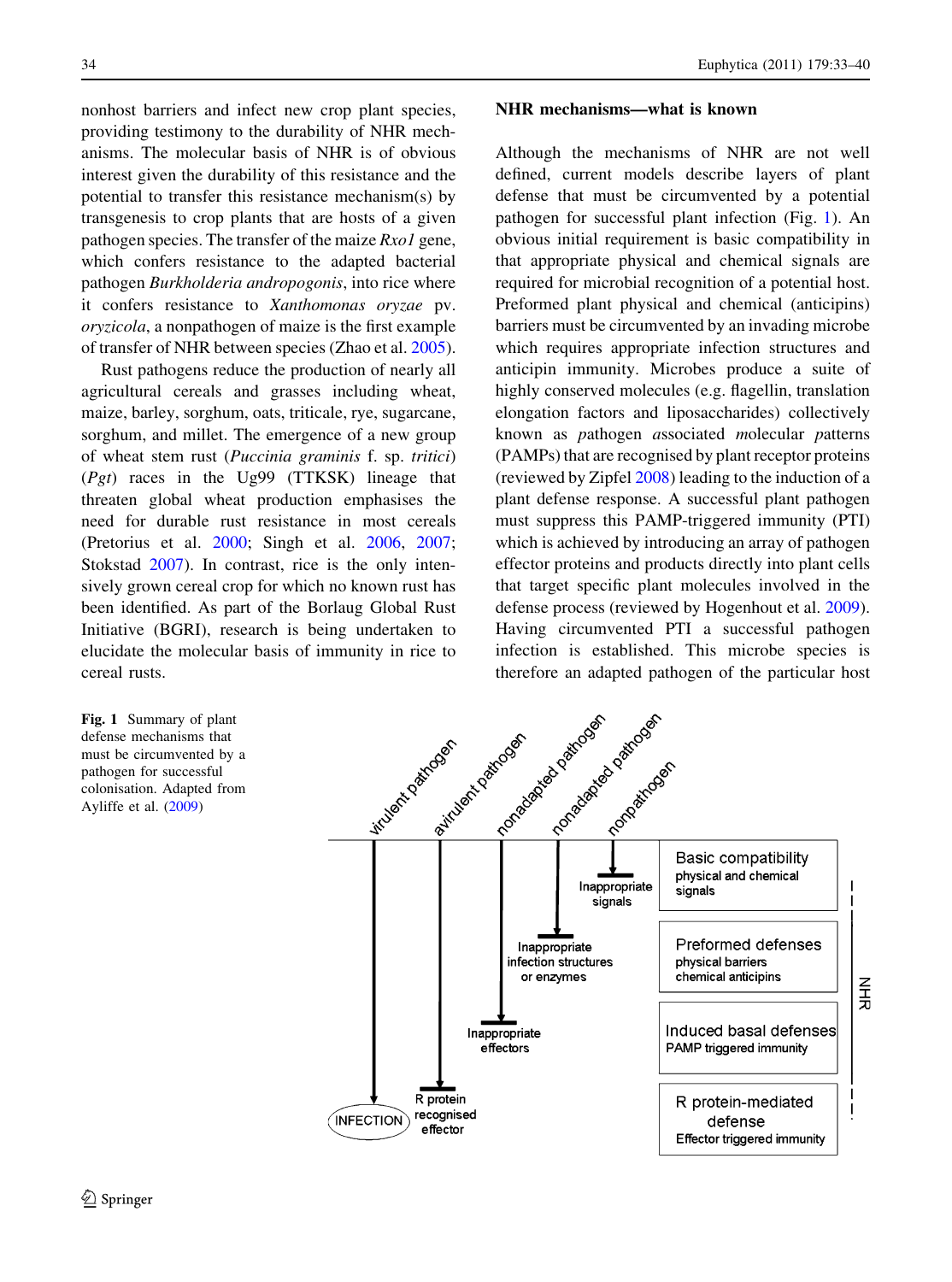nonhost barriers and infect new crop plant species, providing testimony to the durability of NHR mechanisms. The molecular basis of NHR is of obvious interest given the durability of this resistance and the potential to transfer this resistance mechanism(s) by transgenesis to crop plants that are hosts of a given pathogen species. The transfer of the maize *Rxo1* gene, which confers resistance to the adapted bacterial pathogen *Burkholderia andropogonis*, into rice where it confers resistance to *Xanthomonas oryzae* pv. *oryzicola*, a nonpathogen of maize is the first example of transfer of NHR between species (Zhao et al. 2005).

Rust pathogens reduce the production of nearly all agricultural cereals and grasses including wheat, maize, barley, sorghum, oats, triticale, rye, sugarcane, sorghum, and millet. The emergence of a new group of wheat stem rust (*Puccinia graminis* f. sp. *tritici*) (*Pgt*) races in the Ug99 (TTKSK) lineage that threaten global wheat production emphasises the need for durable rust resistance in most cereals (Pretorius et al. 2000; Singh et al. 2006, 2007; Stokstad 2007). In contrast, rice is the only intensively grown cereal crop for which no known rust has been identified. As part of the Borlaug Global Rust Initiative (BGRI), research is being undertaken to elucidate the molecular basis of immunity in rice to cereal rusts.

## NHR mechanisms—what is known

Although the mechanisms of NHR are not well defined, current models describe layers of plant defense that must be circumvented by a potential pathogen for successful plant infection (Fig. 1). An obvious initial requirement is basic compatibility in that appropriate physical and chemical signals are required for microbial recognition of a potential host. Preformed plant physical and chemical (anticipins) barriers must be circumvented by an invading microbe which requires appropriate infection structures and anticipin immunity. Microbes produce a suite of highly conserved molecules (e.g. flagellin, translation elongation factors and liposaccharides) collectively known as *p*athogen *a*ssociated *m*olecular *p*atterns (PAMPs) that are recognised by plant receptor proteins (reviewed by Zipfel 2008) leading to the induction of a plant defense response. A successful plant pathogen must suppress this PAMP-triggered immunity (PTI) which is achieved by introducing an array of pathogen effector proteins and products directly into plant cells that target specific plant molecules involved in the defense process (reviewed by Hogenhout et al. 2009). Having circumvented PTI a successful pathogen infection is established. This microbe species is therefore an adapted pathogen of the particular host

Fig. 1 Summary of plant defense mechanisms that must be circumvented by a pathogen for successful colonisation. Adapted from Ayliffe et al. (2009)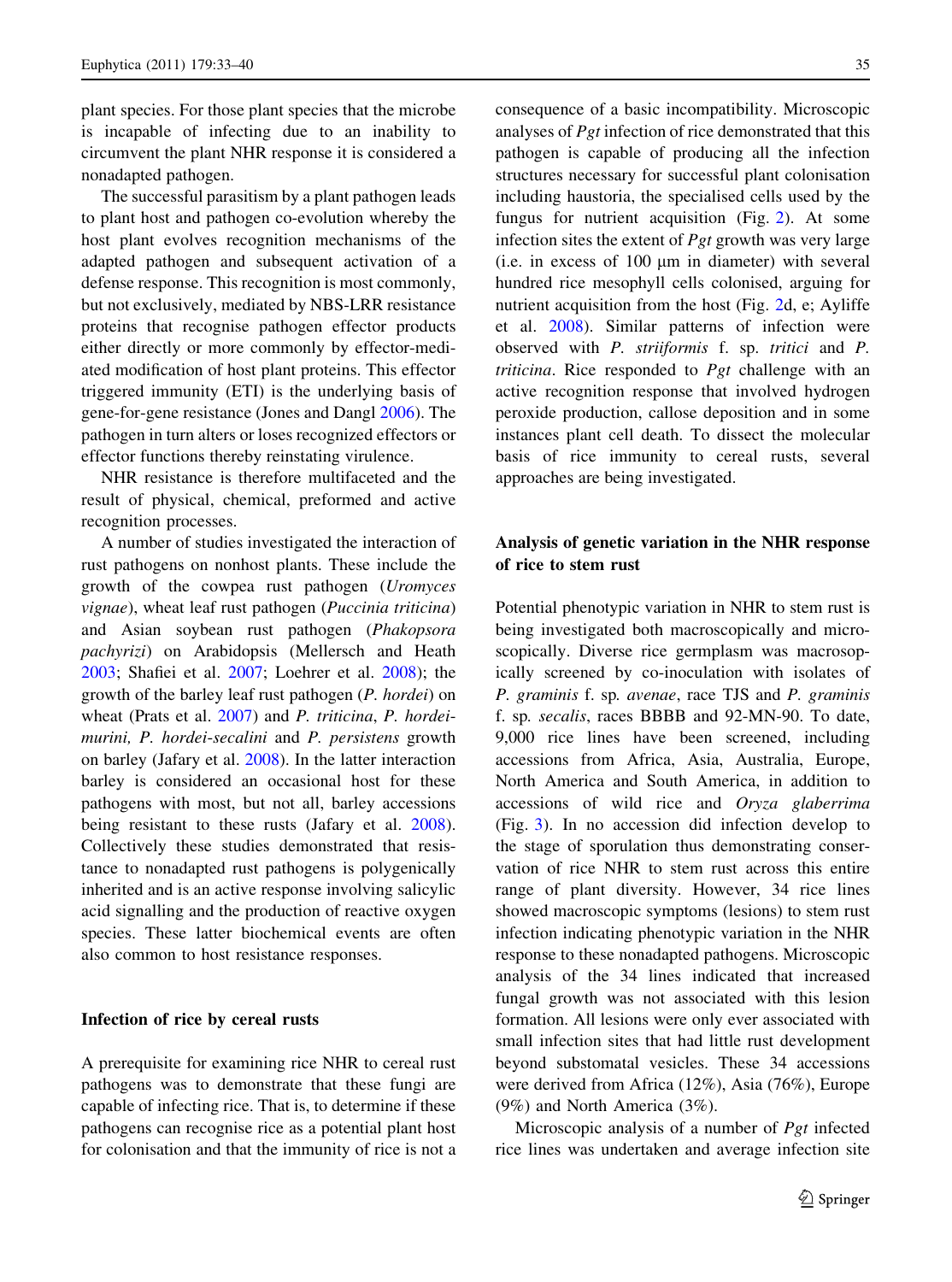plant species. For those plant species that the microbe is incapable of infecting due to an inability to circumvent the plant NHR response it is considered a nonadapted pathogen.

The successful parasitism by a plant pathogen leads to plant host and pathogen co-evolution whereby the host plant evolves recognition mechanisms of the adapted pathogen and subsequent activation of a defense response. This recognition is most commonly, but not exclusively, mediated by NBS-LRR resistance proteins that recognise pathogen effector products either directly or more commonly by effector-mediated modification of host plant proteins. This effector triggered immunity (ETI) is the underlying basis of gene-for-gene resistance (Jones and Dangl 2006). The pathogen in turn alters or loses recognized effectors or effector functions thereby reinstating virulence.

NHR resistance is therefore multifaceted and the result of physical, chemical, preformed and active recognition processes.

A number of studies investigated the interaction of rust pathogens on nonhost plants. These include the growth of the cowpea rust pathogen (*Uromyces vignae*), wheat leaf rust pathogen (*Puccinia triticina*) and Asian soybean rust pathogen (*Phakopsora pachyrizi*) on Arabidopsis (Mellersch and Heath 2003; Shafiei et al. 2007; Loehrer et al. 2008); the growth of the barley leaf rust pathogen (*P. hordei*) on wheat (Prats et al. 2007) and *P. triticina*, *P. hordei-murini, P. hordei-secalini* and *P. persistens* growth on barley (Jafary et al. 2008). In the latter interaction barley is considered an occasional host for these pathogens with most, but not all, barley accessions being resistant to these rusts (Jafary et al. 2008). Collectively these studies demonstrated that resistance to nonadapted rust pathogens is polygenically inherited and is an active response involving salicylic acid signalling and the production of reactive oxygen species. These latter biochemical events are often also common to host resistance responses.

## Infection of rice by cereal rusts

A prerequisite for examining rice NHR to cereal rust pathogens was to demonstrate that these fungi are capable of infecting rice. That is, to determine if these pathogens can recognise rice as a potential plant host for colonisation and that the immunity of rice is not a consequence of a basic incompatibility. Microscopic analyses of *Pgt* infection of rice demonstrated that this pathogen is capable of producing all the infection structures necessary for successful plant colonisation including haustoria, the specialised cells used by the fungus for nutrient acquisition (Fig. 2). At some infection sites the extent of *Pgt* growth was very large (i.e. in excess of 100 μm in diameter) with several hundred rice mesophyll cells colonised, arguing for nutrient acquisition from the host (Fig. 2d, e; Ayliffe et al. 2008). Similar patterns of infection were observed with *P. striiformis* f. sp. *tritici* and *P. triticina*. Rice responded to *Pgt* challenge with an active recognition response that involved hydrogen peroxide production, callose deposition and in some instances plant cell death. To dissect the molecular basis of rice immunity to cereal rusts, several approaches are being investigated.

## Analysis of genetic variation in the NHR response of rice to stem rust

Potential phenotypic variation in NHR to stem rust is being investigated both macroscopically and microscopically. Diverse rice germplasm was macroscopically screened by co-inoculation with isolates of *P. graminis* f. sp. *avenae*, race TJS and *P. graminis* f. sp. *secalis*, races BBBB and 92-MN-90. To date, 9,000 rice lines have been screened, including accessions from Africa, Asia, Australia, Europe, North America and South America, in addition to accessions of wild rice and *Oryza glaberrima* (Fig. 3). In no accession did infection develop to the stage of sporulation thus demonstrating conservation of rice NHR to stem rust across this entire range of plant diversity. However, 34 rice lines showed macroscopic symptoms (lesions) to stem rust infection indicating phenotypic variation in the NHR response to these nonadapted pathogens. Microscopic analysis of the 34 lines indicated that increased fungal growth was not associated with this lesion formation. All lesions were only ever associated with small infection sites that had little rust development beyond substomatal vesicles. These 34 accessions were derived from Africa (12%), Asia (76%), Europe (9%) and North America (3%).

Microscopic analysis of a number of *Pgt* infected rice lines was undertaken and average infection site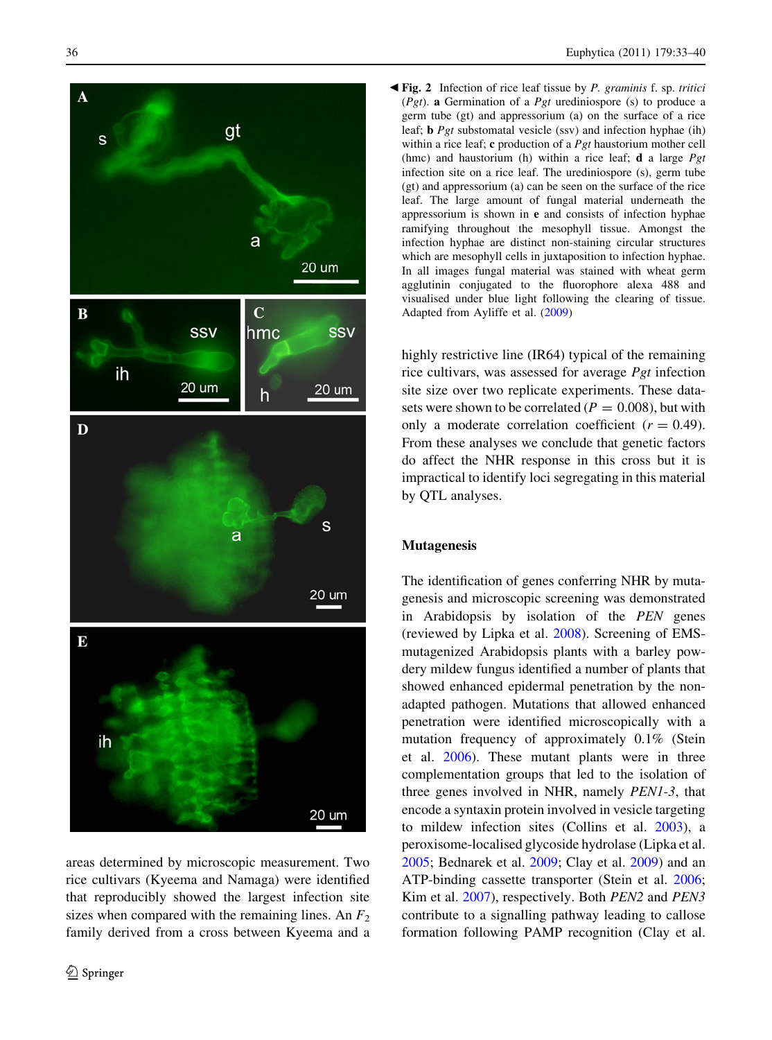**Fig. 2** Infection of rice leaf tissue by *P. graminis* f. sp. *tritici* (*Pgt*). **a** Germination of a *Pgt* urediniospore (s) to produce a germ tube (gt) and appressorium (a) on the surface of a rice leaf; **b** *Pgt* substomatal vesicle (ssv) and infection hyphae (ih) within a rice leaf; **c** production of a *Pgt* haustorium mother cell (hmc) and haustorium (h) within a rice leaf; **d** a large *Pgt* infection site on a rice leaf. The urediniospore (s), germ tube (gt) and appressorium (a) can be seen on the surface of the rice leaf. The large amount of fungal material underneath the appressorium is shown in **e** and consists of infection hyphae ramifying throughout the mesophyll tissue. Amongst the infection hyphae are distinct non-staining circular structures which are mesophyll cells in juxtaposition to infection hyphae. In all images fungal material was stained with wheat germ agglutinin conjugated to the fluorophore alexa 488 and visualised under blue light following the clearing of tissue. Adapted from Ayliffe et al. (2009)

areas determined by microscopic measurement. Two rice cultivars (Kyeema and Namaga) were identified that reproducibly showed the largest infection site sizes when compared with the remaining lines. An $F_2$ family derived from a cross between Kyeema and a highly restrictive line (IR64) typical of the remaining rice cultivars, was assessed for average *Pgt* infection site size over two replicate experiments. These datasets were shown to be correlated ($P = 0.008$), but with only a moderate correlation coefficient ($r = 0.49$). From these analyses we conclude that genetic factors do affect the NHR response in this cross but it is impractical to identify loci segregating in this material by QTL analyses.

## Mutagenesis

The identification of genes conferring NHR by mutagenesis and microscopic screening was demonstrated in Arabidopsis by isolation of the *PEN* genes (reviewed by Lipka et al. 2008). Screening of EMS-mutagenized Arabidopsis plants with a barley powdery mildew fungus identified a number of plants that showed enhanced epidermal penetration by the non-adapted pathogen. Mutations that allowed enhanced penetration were identified microscopically with a mutation frequency of approximately 0.1% (Stein et al. 2006). These mutant plants were in three complementation groups that led to the isolation of three genes involved in NHR, namely *PEN1-3*, that encode a syntaxin protein involved in vesicle targeting to mildew infection sites (Collins et al. 2003), a peroxisome-localised glycoside hydrolase (Lipka et al. 2005; Bednarek et al. 2009; Clay et al. 2009) and an ATP-binding cassette transporter (Stein et al. 2006; Kim et al. 2007), respectively. Both *PEN2* and *PEN3* contribute to a signalling pathway leading to callose formation following PAMP recognition (Clay et al.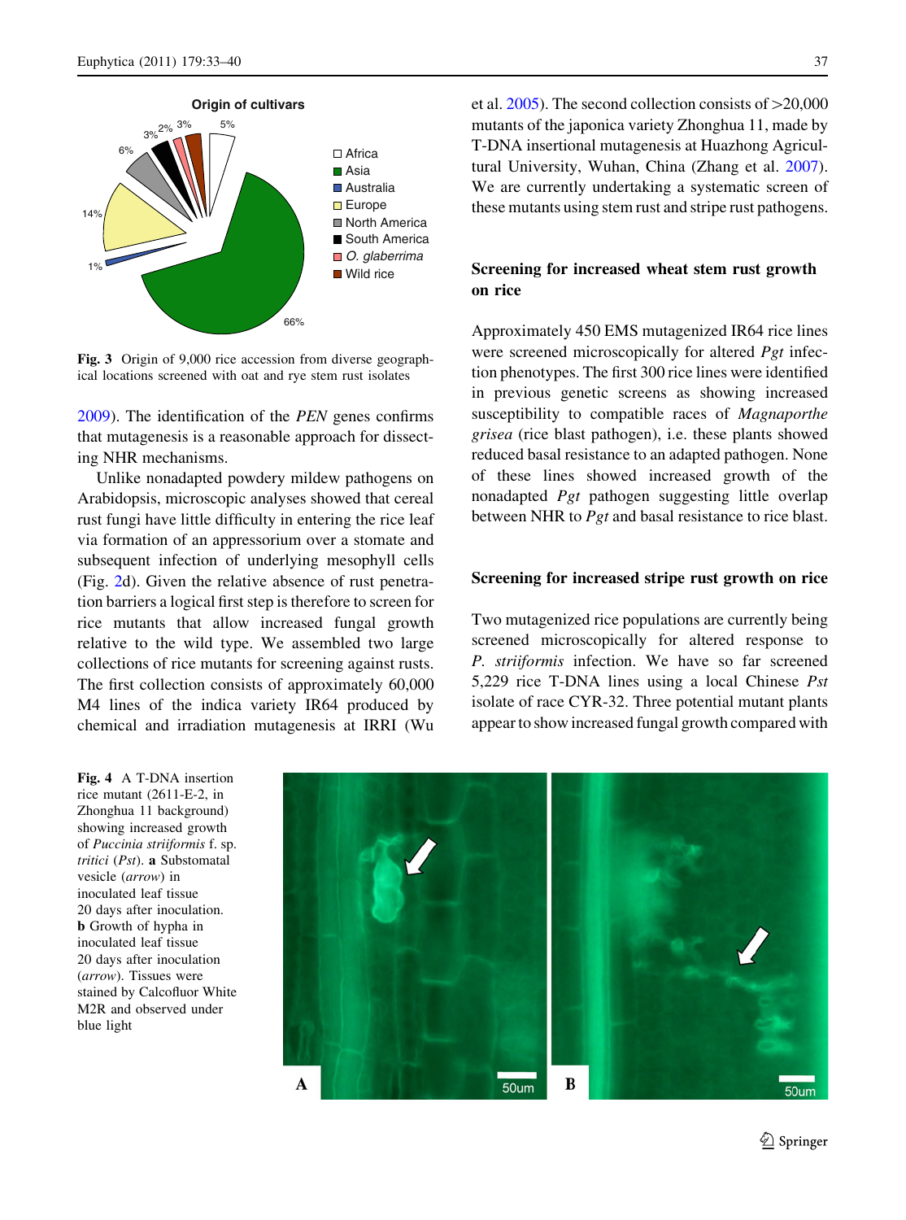**Origin of cultivars**

**Fig. 3** Origin of 9,000 rice accession from diverse geographical locations screened with oat and rye stem rust isolates

2009). The identification of the *PEN* genes confirms that mutagenesis is a reasonable approach for dissecting NHR mechanisms.

Unlike nonadapted powdery mildew pathogens on Arabidopsis, microscopic analyses showed that cereal rust fungi have little difficulty in entering the rice leaf via formation of an appressorium over a stomate and subsequent infection of underlying mesophyll cells (Fig. 2d). Given the relative absence of rust penetration barriers a logical first step is therefore to screen for rice mutants that allow increased fungal growth relative to the wild type. We assembled two large collections of rice mutants for screening against rusts. The first collection consists of approximately 60,000 M4 lines of the indica variety IR64 produced by chemical and irradiation mutagenesis at IRRI (Wu et al. 2005). The second collection consists of >20,000 mutants of the japonica variety Zhonghua 11, made by T-DNA insertional mutagenesis at Huazhong Agricultural University, Wuhan, China (Zhang et al. 2007). We are currently undertaking a systematic screen of these mutants using stem rust and stripe rust pathogens.

## Screening for increased wheat stem rust growth on rice

Approximately 450 EMS mutagenized IR64 rice lines were screened microscopically for altered *Pgt* infection phenotypes. The first 300 rice lines were identified in previous genetic screens as showing increased susceptibility to compatible races of *Magnaporthe grisea* (rice blast pathogen), i.e. these plants showed reduced basal resistance to an adapted pathogen. None of these lines showed increased growth of the nonadapted *Pgt* pathogen suggesting little overlap between NHR to *Pgt* and basal resistance to rice blast.

## Screening for increased stripe rust growth on rice

Two mutagenized rice populations are currently being screened microscopically for altered response to *P. striiformis* infection. We have so far screened 5,229 rice T-DNA lines using a local Chinese *Pst* isolate of race CYR-32. Three potential mutant plants appear to show increased fungal growth compared with

**Fig. 4** A T-DNA insertion rice mutant (2611-E-2, in Zhonghua 11 background) showing increased growth of *Puccinia striiformis* f. sp. *tritici* (*Pst*). **a** Substomatal vesicle (*arrow*) in inoculated leaf tissue 20 days after inoculation. **b** Growth of hypha in inoculated leaf tissue 20 days after inoculation (*arrow*). Tissues were stained by Calcofluor White M2R and observed under blue light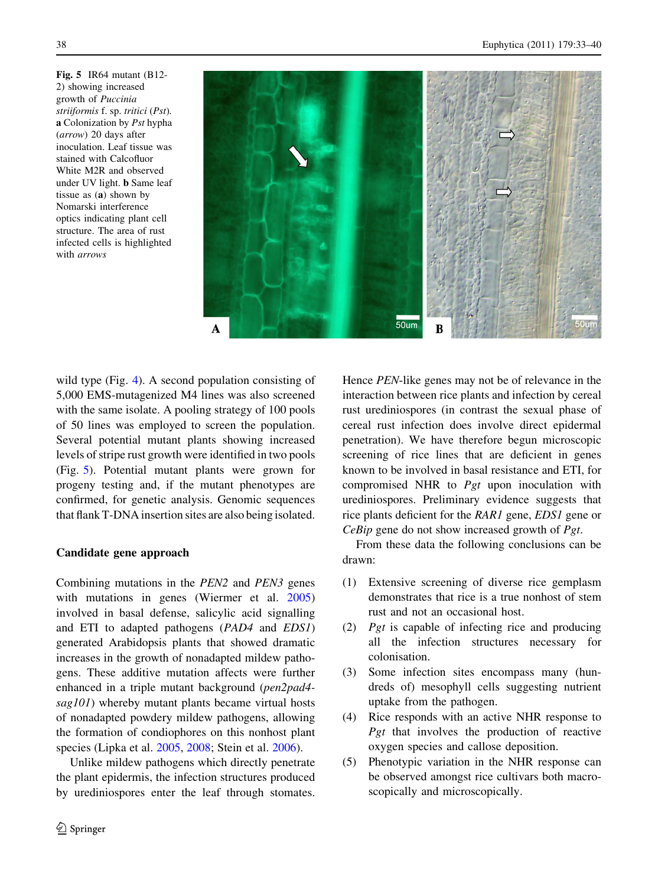**Fig. 5** IR64 mutant (B12-2) showing increased growth of *Puccinia striiformis* f. sp. *tritici* (*Pst*). **a** Colonization by *Pst* hypha (*arrow*) 20 days after inoculation. Leaf tissue was stained with Calcofluor White M2R and observed under UV light. **b** Same leaf tissue as (**a**) shown by Nomarski interference optics indicating plant cell structure. The area of rust infected cells is highlighted with *arrows*

wild type (Fig. 4). A second population consisting of 5,000 EMS-mutagenized M4 lines was also screened with the same isolate. A pooling strategy of 100 pools of 50 lines was employed to screen the population. Several potential mutant plants showing increased levels of stripe rust growth were identified in two pools (Fig. 5). Potential mutant plants were grown for progeny testing and, if the mutant phenotypes are confirmed, for genetic analysis. Genomic sequences that flank T-DNA insertion sites are also being isolated.

## Candidate gene approach

Combining mutations in the *PEN2* and *PEN3* genes with mutations in genes (Wiermer et al. 2005) involved in basal defense, salicylic acid signalling and ETI to adapted pathogens (*PAD4* and *EDS1*) generated Arabidopsis plants that showed dramatic increases in the growth of nonadapted mildew pathogens. These additive mutation affects were further enhanced in a triple mutant background (*pen2pad4-sag101*) whereby mutant plants became virtual hosts of nonadapted powdery mildew pathogens, allowing the formation of condiophores on this nonhost plant species (Lipka et al. 2005, 2008; Stein et al. 2006).

Unlike mildew pathogens which directly penetrate the plant epidermis, the infection structures produced by urediniospores enter the leaf through stomates. Hence *PEN*-like genes may not be of relevance in the interaction between rice plants and infection by cereal rust urediniospores (in contrast the sexual phase of cereal rust infection does involve direct epidermal penetration). We have therefore begun microscopic screening of rice lines that are deficient in genes known to be involved in basal resistance and ETI, for compromised NHR to *Pgt* upon inoculation with urediniospores. Preliminary evidence suggests that rice plants deficient for the *RAR1* gene, *EDS1* gene or *CeBip* gene do not show increased growth of *Pgt*.

From these data the following conclusions can be drawn:

1. Extensive screening of diverse rice germplasm demonstrates that rice is a true nonhost of stem rust and not an occasional host.
2. *Pgt* is capable of infecting rice and producing all the infection structures necessary for colonisation.
3. Some infection sites encompass many (hundreds of) mesophyll cells suggesting nutrient uptake from the pathogen.
4. Rice responds with an active NHR response to *Pgt* that involves the production of reactive oxygen species and callose deposition.
5. Phenotypic variation in the NHR response can be observed amongst rice cultivars both macroscopically and microscopically.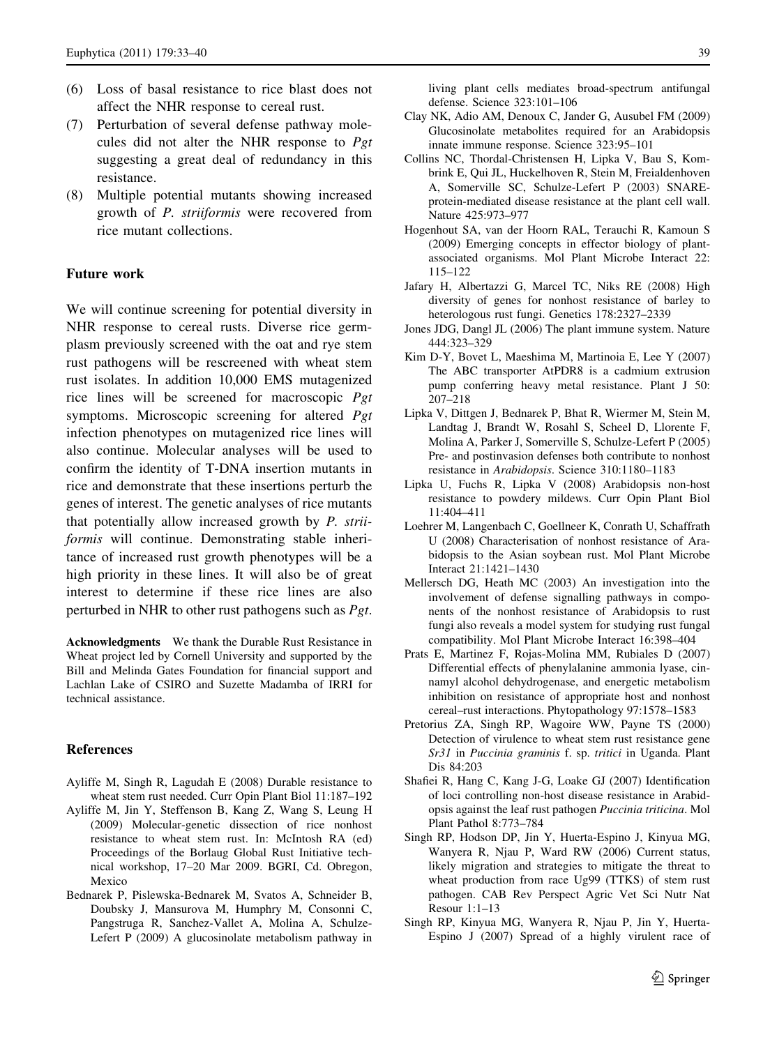(6) Loss of basal resistance to rice blast does not affect the NHR response to cereal rust.
(7) Perturbation of several defense pathway molecules did not alter the NHR response to *Pgt* suggesting a great deal of redundancy in this resistance.
(8) Multiple potential mutants showing increased growth of *P. striiformis* were recovered from rice mutant collections.

## Future work

We will continue screening for potential diversity in NHR response to cereal rusts. Diverse rice germplasm previously screened with the oat and rye stem rust pathogens will be rescreened with wheat stem rust isolates. In addition 10,000 EMS mutagenized rice lines will be screened for macroscopic *Pgt* symptoms. Microscopic screening for altered *Pgt* infection phenotypes on mutagenized rice lines will also continue. Molecular analyses will be used to confirm the identity of T-DNA insertion mutants in rice and demonstrate that these insertions perturb the genes of interest. The genetic analyses of rice mutants that potentially allow increased growth by *P. striiformis* will continue. Demonstrating stable inheritance of increased rust growth phenotypes will be a high priority in these lines. It will also be of great interest to determine if these rice lines are also perturbed in NHR to other rust pathogens such as *Pgt*.

**Acknowledgments** We thank the Durable Rust Resistance in Wheat project led by Cornell University and supported by the Bill and Melinda Gates Foundation for financial support and Lachlan Lake of CSIRO and Suzette Madamba of IRRI for technical assistance.

## References

Ayliffe M, Singh R, Lagudah E (2008) Durable resistance to wheat stem rust needed. Curr Opin Plant Biol 11:187–192

Ayliffe M, Jin Y, Steffenson B, Kang Z, Wang S, Leung H (2009) Molecular-genetic dissection of rice nonhost resistance to wheat stem rust. In: McIntosh RA (ed) Proceedings of the Borlaug Global Rust Initiative technical workshop, 17–20 Mar 2009. BGRI, Cd. Obregon, Mexico

Bednarek P, Pislewska-Bednarek M, Svatos A, Schneider B, Doubsky J, Mansurova M, Humphry M, Consonni C, Pangstruga R, Sanchez-Vallet A, Molina A, Schulze-Lefert P (2009) A glucosinolate metabolism pathway in living plant cells mediates broad-spectrum antifungal defense. Science 323:101–106

Clay NK, Adio AM, Denoux C, Jander G, Ausubel FM (2009) Glucosinolate metabolites required for an Arabidopsis innate immune response. Science 323:95–101

Collins NC, Thordal-Christensen H, Lipka V, Bau S, Kombrink E, Qui JL, Huckelhoven R, Stein M, Freialdenhoven A, Somerville SC, Schulze-Lefert P (2003) SNARE-protein-mediated disease resistance at the plant cell wall. Nature 425:973–977

Hogenhout SA, van der Hoorn RAL, Terauchi R, Kamoun S (2009) Emerging concepts in effector biology of plant-associated organisms. Mol Plant Microbe Interact 22: 115–122

Jafary H, Albertazzi G, Marcel TC, Niks RE (2008) High diversity of genes for nonhost resistance of barley to heterologous rust fungi. Genetics 178:2327–2339

Jones JDG, Dangl JL (2006) The plant immune system. Nature 444:323–329

Kim D-Y, Bovet L, Maeshima M, Martinoia E, Lee Y (2007) The ABC transporter AtPDR8 is a cadmium extrusion pump conferring heavy metal resistance. Plant J 50: 207–218

Lipka V, Dittgen J, Bednarek P, Bhat R, Wiermer M, Stein M, Landtag J, Brandt W, Rosahl S, Scheel D, Llorente F, Molina A, Parker J, Somerville S, Schulze-Lefert P (2005) Pre- and postinvasion defenses both contribute to nonhost resistance in *Arabidopsis*. Science 310:1180–1183

Lipka U, Fuchs R, Lipka V (2008) Arabidopsis non-host resistance to powdery mildews. Curr Opin Plant Biol 11:404–411

Loehrer M, Langenbach C, Goellneer K, Conrath U, Schaffrath U (2008) Characterisation of nonhost resistance of Arabidopsis to the Asian soybean rust. Mol Plant Microbe Interact 21:1421–1430

Mellersch DG, Heath MC (2003) An investigation into the involvement of defense signalling pathways in components of the nonhost resistance of Arabidopsis to rust fungi also reveals a model system for studying rust fungal compatibility. Mol Plant Microbe Interact 16:398–404

Prats E, Martinez F, Rojas-Molina MM, Rubiales D (2007) Differential effects of phenylalanine ammonia lyase, cinnamyl alcohol dehydrogenase, and energetic metabolism inhibition on resistance of appropriate host and nonhost cereal–rust interactions. Phytopathology 97:1578–1583

Pretorius ZA, Singh RP, Wagoire WW, Payne TS (2000) Detection of virulence to wheat stem rust resistance gene *Sr31* in *Puccinia graminis* f. sp. *tritici* in Uganda. Plant Dis 84:203

Shafiei R, Hang C, Kang J-G, Loake GJ (2007) Identification of loci controlling non-host disease resistance in Arabidopsis against the leaf rust pathogen *Puccinia triticina*. Mol Plant Pathol 8:773–784

Singh RP, Hodson DP, Jin Y, Huerta-Espino J, Kinyua MG, Wanyera R, Njau P, Ward RW (2006) Current status, likely migration and strategies to mitigate the threat to wheat production from race Ug99 (TTKS) of stem rust pathogen. CAB Rev Perspect Agric Vet Sci Nutr Nat Resour 1:1–13

Singh RP, Kinyua MG, Wanyera R, Njau P, Jin Y, Huerta-Espino J (2007) Spread of a highly virulent race of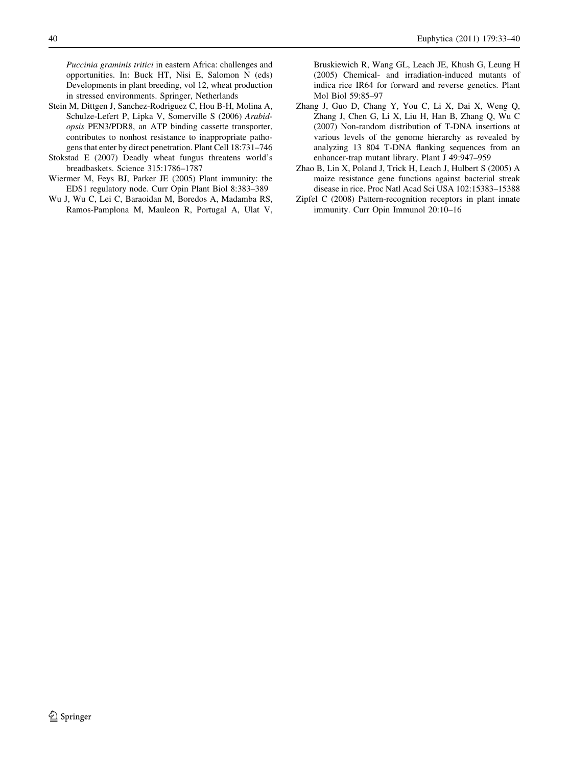*Puccinia graminis tritici* in eastern Africa: challenges and opportunities. In: Buck HT, Nisi E, Salomon N (eds) Developments in plant breeding, vol 12, wheat production in stressed environments. Springer, Netherlands

Stein M, Dittgen J, Sanchez-Rodriguez C, Hou B-H, Molina A, Schulze-Lefert P, Lipka V, Somerville S (2006) *Arabidopsis* PEN3/PDR8, an ATP binding cassette transporter, contributes to nonhost resistance to inappropriate pathogens that enter by direct penetration. Plant Cell 18:731–746

Stokstad E (2007) Deadly wheat fungus threatens world's breadbaskets. Science 315:1786–1787

Wiermer M, Feys BJ, Parker JE (2005) Plant immunity: the EDS1 regulatory node. Curr Opin Plant Biol 8:383–389

Wu J, Wu C, Lei C, Baraoidan M, Boredos A, Madamba RS, Ramos-Pamplona M, Mauleon R, Portugal A, Ulat V, Bruskiewich R, Wang GL, Leach JE, Khush G, Leung H (2005) Chemical- and irradiation-induced mutants of indica rice IR64 for forward and reverse genetics. Plant Mol Biol 59:85–97

Zhang J, Guo D, Chang Y, You C, Li X, Dai X, Weng Q, Zhang J, Chen G, Li X, Liu H, Han B, Zhang Q, Wu C (2007) Non-random distribution of T-DNA insertions at various levels of the genome hierarchy as revealed by analyzing 13 804 T-DNA flanking sequences from an enhancer-trap mutant library. Plant J 49:947–959

Zhao B, Lin X, Poland J, Trick H, Leach J, Hulbert S (2005) A maize resistance gene functions against bacterial streak disease in rice. Proc Natl Acad Sci USA 102:15383–15388

Zipfel C (2008) Pattern-recognition receptors in plant innate immunity. Curr Opin Immunol 20:10–16